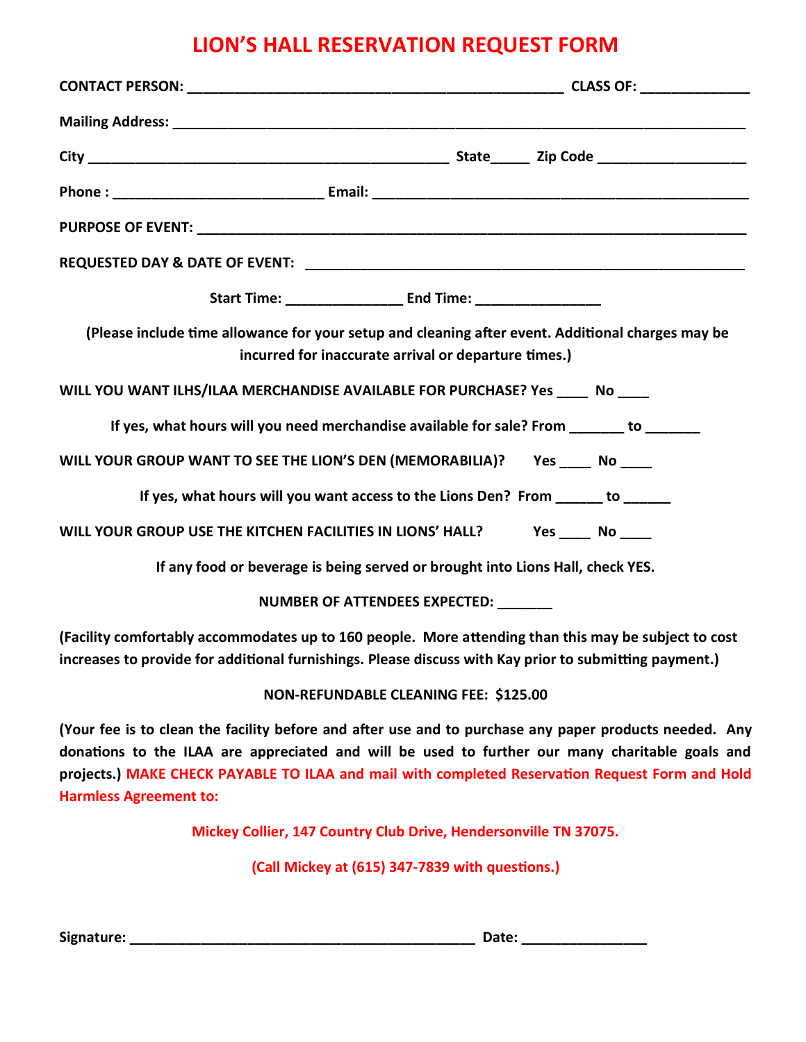# LION'S HALL RESERVATION REQUEST FORM

**CONTACT PERSON:** ______________________________________________ **CLASS OF:** ____________

**Mailing Address:** ________________________________________________________________________

**City** __________________________________________ **State**_____ **Zip Code** ________________

**Phone :** __________________________ **Email:** _____________________________________________

**PURPOSE OF EVENT:** _______________________________________________________________________

**REQUESTED DAY & DATE OF EVENT:** _____________________________________________________

**Start Time:** ______________ **End Time:** ______________

**(Please include time allowance for your setup and cleaning after event. Additional charges may be incurred for inaccurate arrival or departure times.)**

**WILL YOU WANT ILHS/ILAA MERCHANDISE AVAILABLE FOR PURCHASE? Yes ____ No ____**

**If yes, what hours will you need merchandise available for sale? From _______ to _______**

**WILL YOUR GROUP WANT TO SEE THE LION'S DEN (MEMORABILIA)? Yes ____ No ____**

**If yes, what hours will you want access to the Lions Den? From ______ to ______**

**WILL YOUR GROUP USE THE KITCHEN FACILITIES IN LIONS' HALL? Yes ____ No ____**

**If any food or beverage is being served or brought into Lions Hall, check YES.**

**NUMBER OF ATTENDEES EXPECTED:** _______

**(Facility comfortably accommodates up to 160 people. More attending than this may be subject to cost increases to provide for additional furnishings. Please discuss with Kay prior to submitting payment.)**

**NON-REFUNDABLE CLEANING FEE: $125.00**

**(Your fee is to clean the facility before and after use and to purchase any paper products needed. Any donations to the ILAA are appreciated and will be used to further our many charitable goals and projects.) MAKE CHECK PAYABLE TO ILAA and mail with completed Reservation Request Form and Hold Harmless Agreement to:**

**Mickey Collier, 147 Country Club Drive, Hendersonville TN 37075.**

**(Call Mickey at (615) 347-7839 with questions.)**

**Signature:** ____________________________________________ **Date:** _______________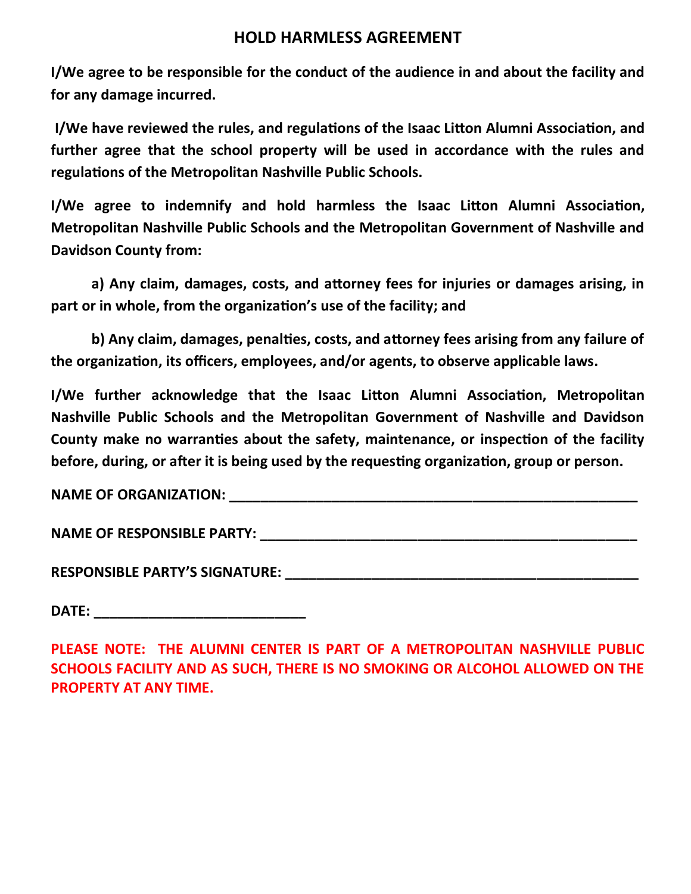# HOLD HARMLESS AGREEMENT

**I/We agree to be responsible for the conduct of the audience in and about the facility and for any damage incurred.**

**I/We have reviewed the rules, and regulations of the Isaac Litton Alumni Association, and further agree that the school property will be used in accordance with the rules and regulations of the Metropolitan Nashville Public Schools.**

**I/We agree to indemnify and hold harmless the Isaac Litton Alumni Association, Metropolitan Nashville Public Schools and the Metropolitan Government of Nashville and Davidson County from:**

**a) Any claim, damages, costs, and attorney fees for injuries or damages arising, in part or in whole, from the organization's use of the facility; and**

**b) Any claim, damages, penalties, costs, and attorney fees arising from any failure of the organization, its officers, employees, and/or agents, to observe applicable laws.**

**I/We further acknowledge that the Isaac Litton Alumni Association, Metropolitan Nashville Public Schools and the Metropolitan Government of Nashville and Davidson County make no warranties about the safety, maintenance, or inspection of the facility before, during, or after it is being used by the requesting organization, group or person.**

**NAME OF ORGANIZATION:** ______________________________________________________

**NAME OF RESPONSIBLE PARTY:** ________________________________________________

**RESPONSIBLE PARTY'S SIGNATURE:** ____________________________________________

**DATE:** ____________________________

**PLEASE NOTE: THE ALUMNI CENTER IS PART OF A METROPOLITAN NASHVILLE PUBLIC SCHOOLS FACILITY AND AS SUCH, THERE IS NO SMOKING OR ALCOHOL ALLOWED ON THE PROPERTY AT ANY TIME.**